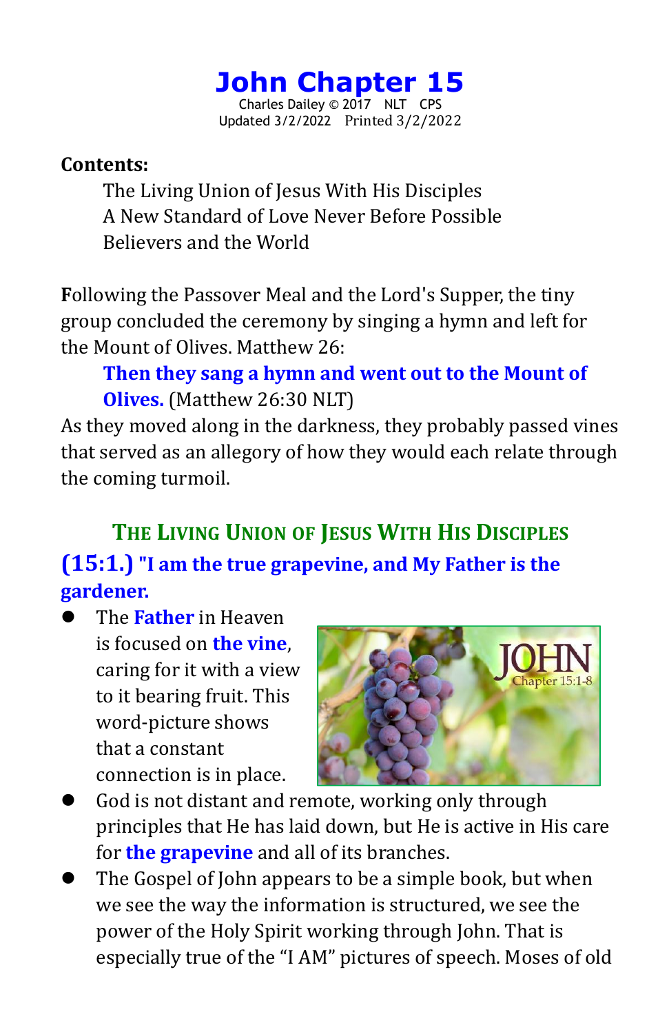# John Chapter 15

Charles Dailey © 2017 NLT CPS
Updated 3/2/2022 Printed 3/2/2022

**Contents:**

The Living Union of Jesus With His Disciples
A New Standard of Love Never Before Possible
Believers and the World

Following the Passover Meal and the Lord's Supper, the tiny group concluded the ceremony by singing a hymn and left for the Mount of Olives. Matthew 26:

> **Then they sang a hymn and went out to the Mount of Olives.** (Matthew 26:30 NLT)

As they moved along in the darkness, they probably passed vines that served as an allegory of how they would each relate through the coming turmoil.

## The Living Union of Jesus With His Disciples

**(15:1.) "I am the true grapevine, and My Father is the gardener.**

- The **Father** in Heaven is focused on **the vine**, caring for it with a view to it bearing fruit. This word-picture shows that a constant connection is in place.
- God is not distant and remote, working only through principles that He has laid down, but He is active in His care for **the grapevine** and all of its branches.
- The Gospel of John appears to be a simple book, but when we see the way the information is structured, we see the power of the Holy Spirit working through John. That is especially true of the "I AM" pictures of speech. Moses of old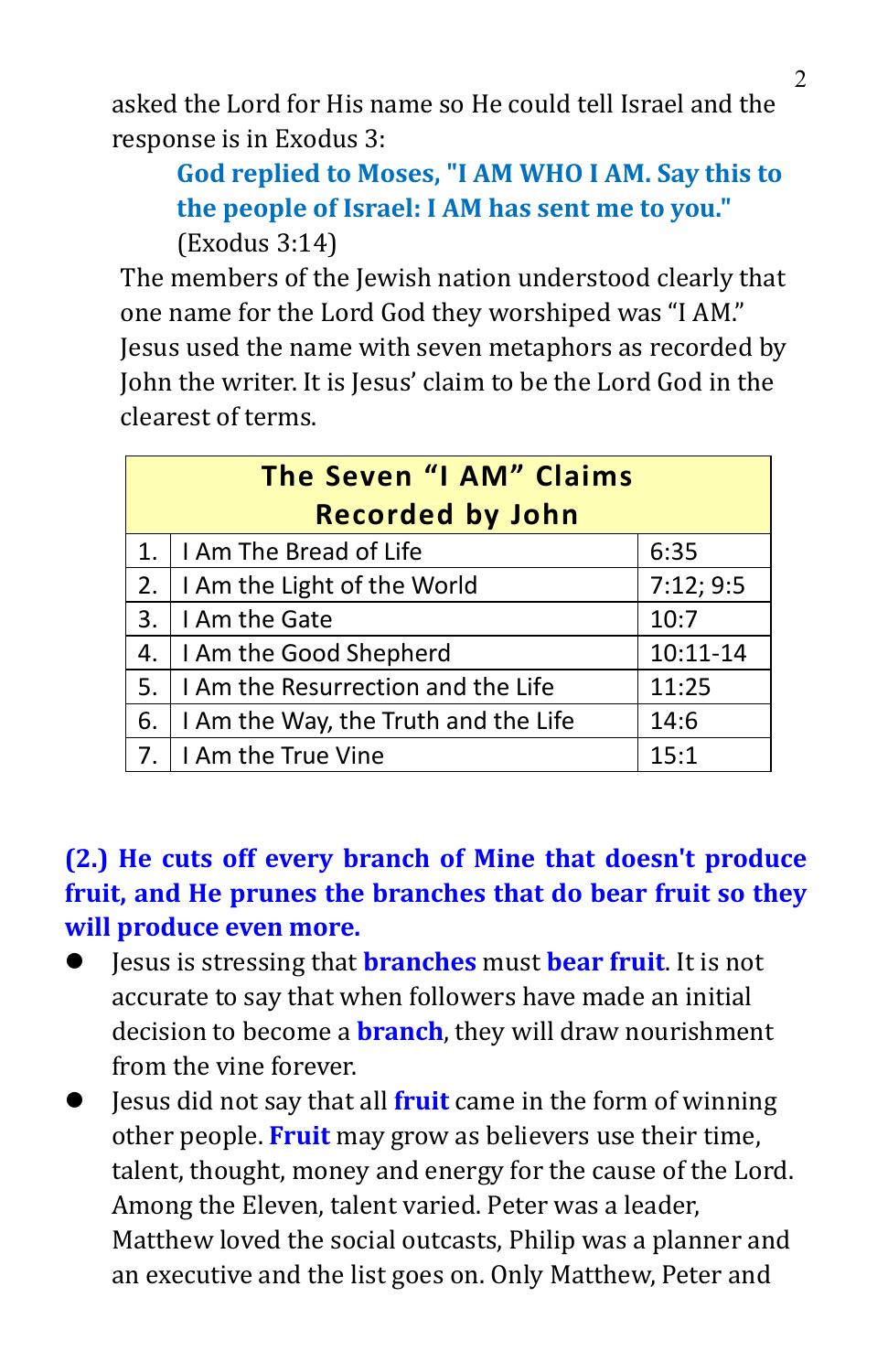asked the Lord for His name so He could tell Israel and the response is in Exodus 3:

> **God replied to Moses, "I AM WHO I AM. Say this to the people of Israel: I AM has sent me to you."** (Exodus 3:14)

The members of the Jewish nation understood clearly that one name for the Lord God they worshiped was "I AM." Jesus used the name with seven metaphors as recorded by John the writer. It is Jesus' claim to be the Lord God in the clearest of terms.

| The Seven "I AM" Claims Recorded by John | | |
|---|---|---|
| 1. | I Am The Bread of Life | 6:35 |
| 2. | I Am the Light of the World | 7:12; 9:5 |
| 3. | I Am the Gate | 10:7 |
| 4. | I Am the Good Shepherd | 10:11-14 |
| 5. | I Am the Resurrection and the Life | 11:25 |
| 6. | I Am the Way, the Truth and the Life | 14:6 |
| 7. | I Am the True Vine | 15:1 |

**(2.) He cuts off every branch of Mine that doesn't produce fruit, and He prunes the branches that do bear fruit so they will produce even more.**

- Jesus is stressing that **branches** must **bear fruit**. It is not accurate to say that when followers have made an initial decision to become a **branch**, they will draw nourishment from the vine forever.
- Jesus did not say that all **fruit** came in the form of winning other people. **Fruit** may grow as believers use their time, talent, thought, money and energy for the cause of the Lord. Among the Eleven, talent varied. Peter was a leader, Matthew loved the social outcasts, Philip was a planner and an executive and the list goes on. Only Matthew, Peter and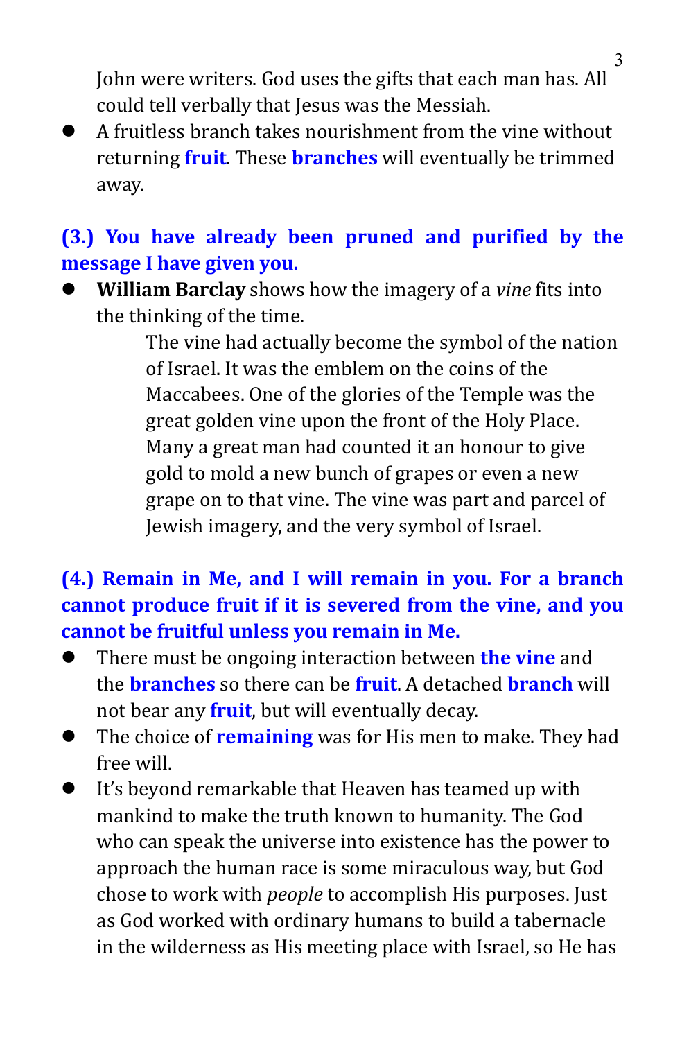John were writers. God uses the gifts that each man has. All could tell verbally that Jesus was the Messiah.

- A fruitless branch takes nourishment from the vine without returning **fruit**. These **branches** will eventually be trimmed away.

**(3.) You have already been pruned and purified by the message I have given you.**

- **William Barclay** shows how the imagery of a *vine* fits into the thinking of the time.

> The vine had actually become the symbol of the nation of Israel. It was the emblem on the coins of the Maccabees. One of the glories of the Temple was the great golden vine upon the front of the Holy Place. Many a great man had counted it an honour to give gold to mold a new bunch of grapes or even a new grape on to that vine. The vine was part and parcel of Jewish imagery, and the very symbol of Israel.

**(4.) Remain in Me, and I will remain in you. For a branch cannot produce fruit if it is severed from the vine, and you cannot be fruitful unless you remain in Me.**

- There must be ongoing interaction between **the vine** and the **branches** so there can be **fruit**. A detached **branch** will not bear any **fruit**, but will eventually decay.
- The choice of **remaining** was for His men to make. They had free will.
- It's beyond remarkable that Heaven has teamed up with mankind to make the truth known to humanity. The God who can speak the universe into existence has the power to approach the human race is some miraculous way, but God chose to work with *people* to accomplish His purposes. Just as God worked with ordinary humans to build a tabernacle in the wilderness as His meeting place with Israel, so He has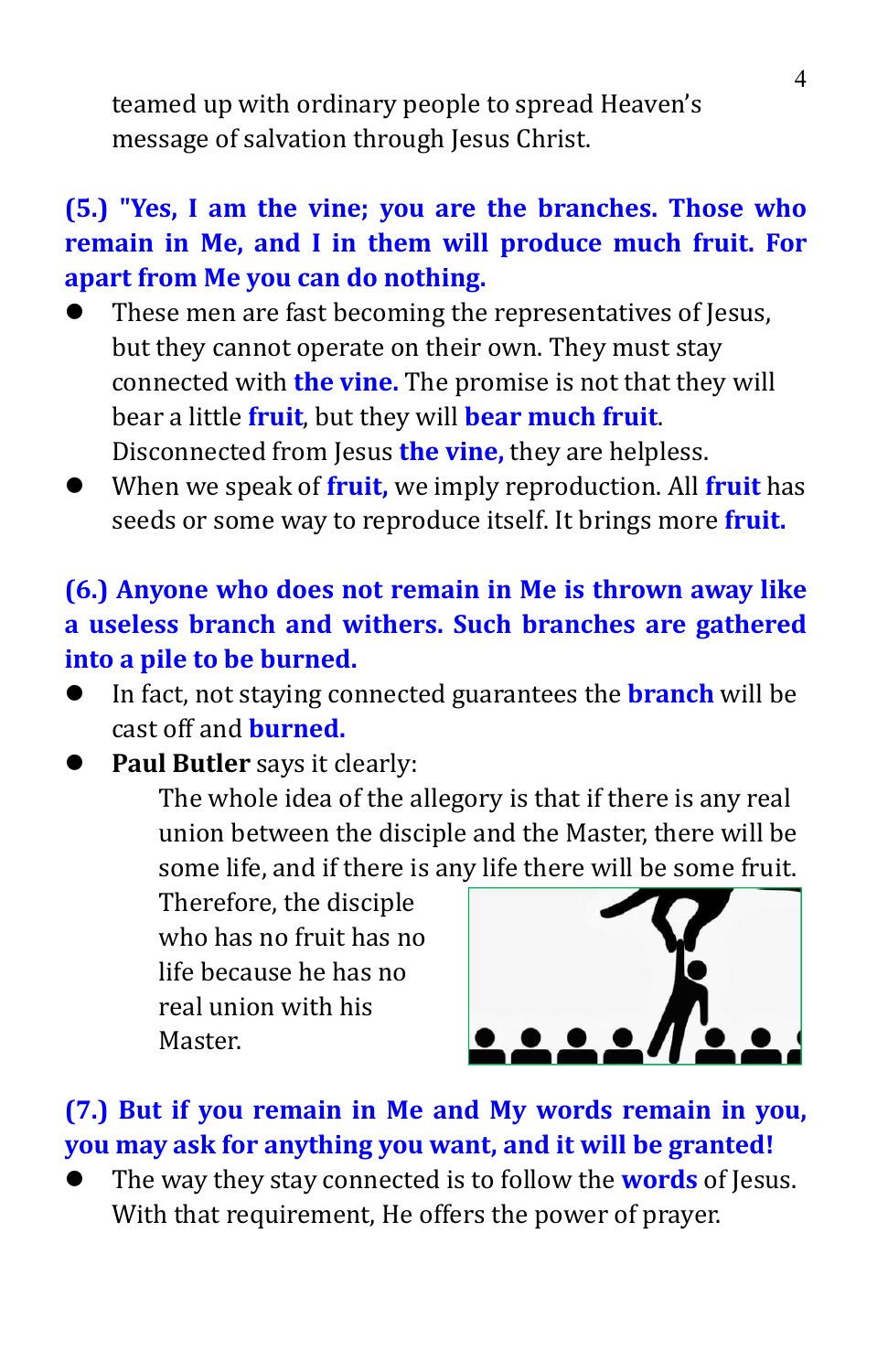teamed up with ordinary people to spread Heaven's message of salvation through Jesus Christ.

**(5.) "Yes, I am the vine; you are the branches. Those who remain in Me, and I in them will produce much fruit. For apart from Me you can do nothing.**

- These men are fast becoming the representatives of Jesus, but they cannot operate on their own. They must stay connected with **the vine.** The promise is not that they will bear a little **fruit**, but they will **bear much fruit**. Disconnected from Jesus **the vine,** they are helpless.
- When we speak of **fruit,** we imply reproduction. All **fruit** has seeds or some way to reproduce itself. It brings more **fruit.**

**(6.) Anyone who does not remain in Me is thrown away like a useless branch and withers. Such branches are gathered into a pile to be burned.**

- In fact, not staying connected guarantees the **branch** will be cast off and **burned.**
- **Paul Butler** says it clearly:

> The whole idea of the allegory is that if there is any real union between the disciple and the Master, there will be some life, and if there is any life there will be some fruit. Therefore, the disciple who has no fruit has no life because he has no real union with his Master.

**(7.) But if you remain in Me and My words remain in you, you may ask for anything you want, and it will be granted!**

- The way they stay connected is to follow the **words** of Jesus. With that requirement, He offers the power of prayer.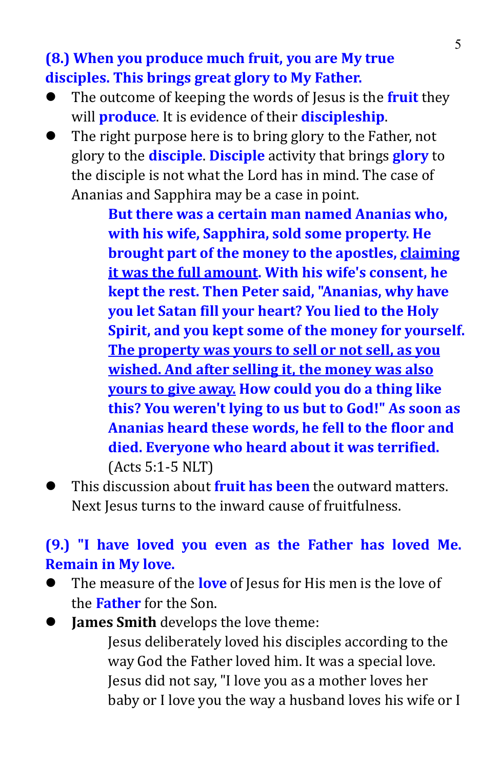**(8.) When you produce much fruit, you are My true disciples. This brings great glory to My Father.**

- The outcome of keeping the words of Jesus is the **fruit** they will **produce**. It is evidence of their **discipleship**.
- The right purpose here is to bring glory to the Father, not glory to the **disciple**. **Disciple** activity that brings **glory** to the disciple is not what the Lord has in mind. The case of Ananias and Sapphira may be a case in point.

  > **But there was a certain man named Ananias who, with his wife, Sapphira, sold some property. He brought part of the money to the apostles, <u>claiming it was the full amount</u>. With his wife's consent, he kept the rest. Then Peter said, "Ananias, why have you let Satan fill your heart? You lied to the Holy Spirit, and you kept some of the money for yourself. <u>The property was yours to sell or not sell, as you wished. And after selling it, the money was also yours to give away.</u> How could you do a thing like this? You weren't lying to us but to God!" As soon as Ananias heard these words, he fell to the floor and died. Everyone who heard about it was terrified.** (Acts 5:1-5 NLT)

- This discussion about **fruit has been** the outward matters. Next Jesus turns to the inward cause of fruitfulness.

**(9.) "I have loved you even as the Father has loved Me. Remain in My love.**

- The measure of the **love** of Jesus for His men is the love of the **Father** for the Son.
- **James Smith** develops the love theme:

  > Jesus deliberately loved his disciples according to the way God the Father loved him. It was a special love. Jesus did not say, "I love you as a mother loves her baby or I love you the way a husband loves his wife or I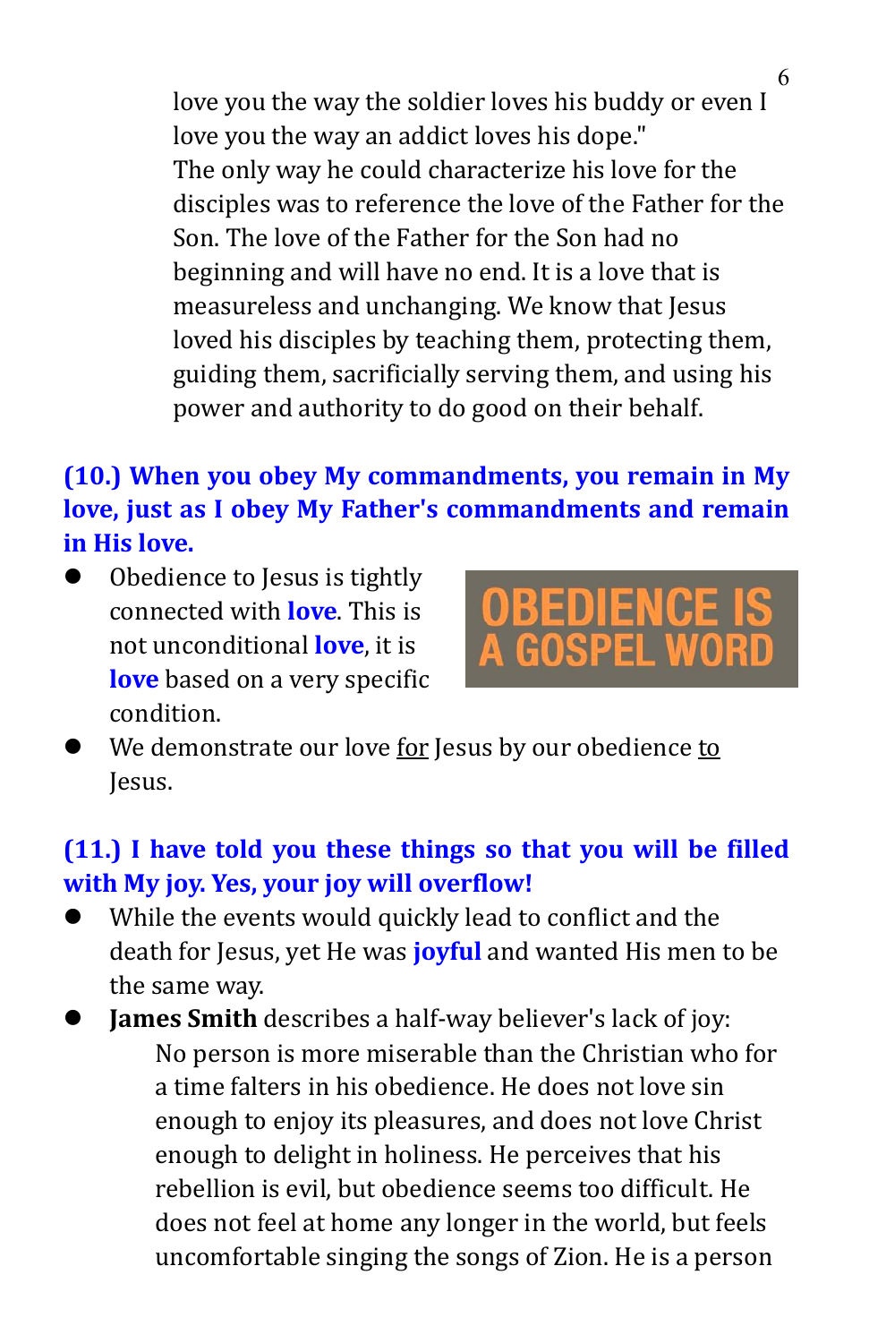love you the way the soldier loves his buddy or even I love you the way an addict loves his dope."
The only way he could characterize his love for the disciples was to reference the love of the Father for the Son. The love of the Father for the Son had no beginning and will have no end. It is a love that is measureless and unchanging. We know that Jesus loved his disciples by teaching them, protecting them, guiding them, sacrificially serving them, and using his power and authority to do good on their behalf.

**(10.) When you obey My commandments, you remain in My love, just as I obey My Father's commandments and remain in His love.**

- Obedience to Jesus is tightly connected with **love**. This is not unconditional **love**, it is **love** based on a very specific condition.

OBEDIENCE IS A GOSPEL WORD

- We demonstrate our love for Jesus by our obedience to Jesus.

**(11.) I have told you these things so that you will be filled with My joy. Yes, your joy will overflow!**

- While the events would quickly lead to conflict and the death for Jesus, yet He was **joyful** and wanted His men to be the same way.
- **James Smith** describes a half-way believer's lack of joy:

  No person is more miserable than the Christian who for a time falters in his obedience. He does not love sin enough to enjoy its pleasures, and does not love Christ enough to delight in holiness. He perceives that his rebellion is evil, but obedience seems too difficult. He does not feel at home any longer in the world, but feels uncomfortable singing the songs of Zion. He is a person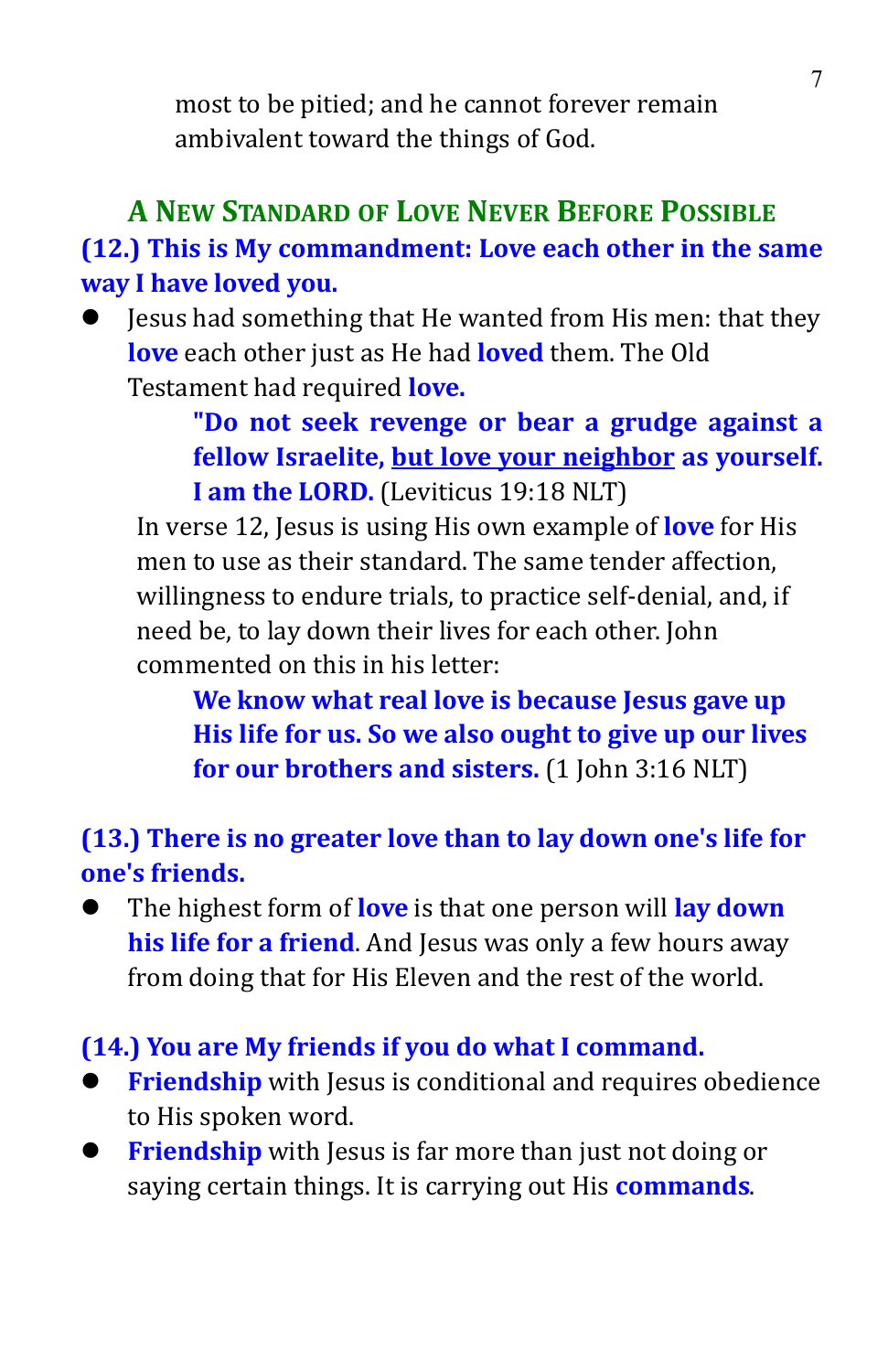most to be pitied; and he cannot forever remain ambivalent toward the things of God.

## A New Standard of Love Never Before Possible

**(12.) This is My commandment: Love each other in the same way I have loved you.**

- Jesus had something that He wanted from His men: that they **love** each other just as He had **loved** them. The Old Testament had required **love.**

> **"Do not seek revenge or bear a grudge against a fellow Israelite, but love your neighbor as yourself. I am the LORD.** (Leviticus 19:18 NLT)

In verse 12, Jesus is using His own example of **love** for His men to use as their standard. The same tender affection, willingness to endure trials, to practice self-denial, and, if need be, to lay down their lives for each other. John commented on this in his letter:

> **We know what real love is because Jesus gave up His life for us. So we also ought to give up our lives for our brothers and sisters.** (1 John 3:16 NLT)

**(13.) There is no greater love than to lay down one's life for one's friends.**

- The highest form of **love** is that one person will **lay down his life for a friend**. And Jesus was only a few hours away from doing that for His Eleven and the rest of the world.

**(14.) You are My friends if you do what I command.**

- **Friendship** with Jesus is conditional and requires obedience to His spoken word.
- **Friendship** with Jesus is far more than just not doing or saying certain things. It is carrying out His **commands**.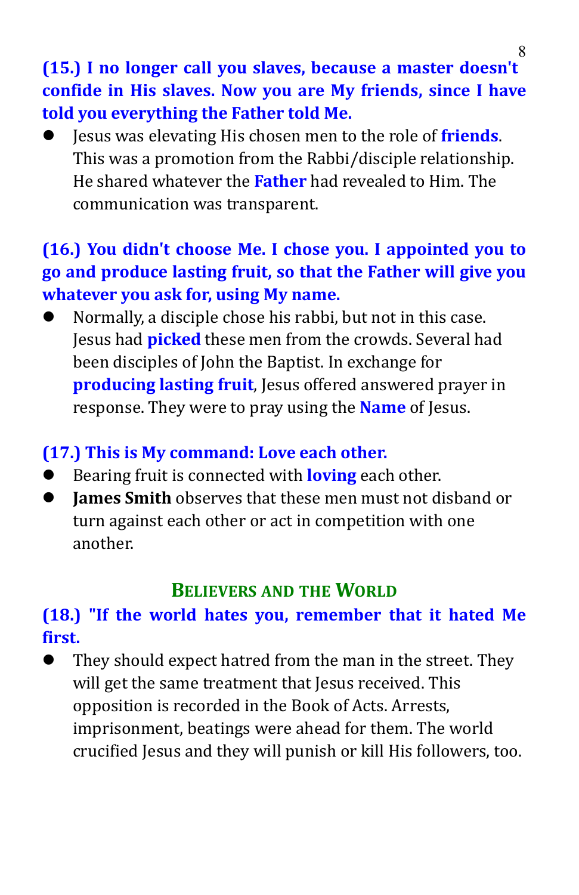**(15.) I no longer call you slaves, because a master doesn't confide in His slaves. Now you are My friends, since I have told you everything the Father told Me.**

- Jesus was elevating His chosen men to the role of **friends**. This was a promotion from the Rabbi/disciple relationship. He shared whatever the **Father** had revealed to Him. The communication was transparent.

**(16.) You didn't choose Me. I chose you. I appointed you to go and produce lasting fruit, so that the Father will give you whatever you ask for, using My name.**

- Normally, a disciple chose his rabbi, but not in this case. Jesus had **picked** these men from the crowds. Several had been disciples of John the Baptist. In exchange for **producing lasting fruit**, Jesus offered answered prayer in response. They were to pray using the **Name** of Jesus.

**(17.) This is My command: Love each other.**

- Bearing fruit is connected with **loving** each other.
- **James Smith** observes that these men must not disband or turn against each other or act in competition with one another.

## Believers and the World

**(18.) "If the world hates you, remember that it hated Me first.**

- They should expect hatred from the man in the street. They will get the same treatment that Jesus received. This opposition is recorded in the Book of Acts. Arrests, imprisonment, beatings were ahead for them. The world crucified Jesus and they will punish or kill His followers, too.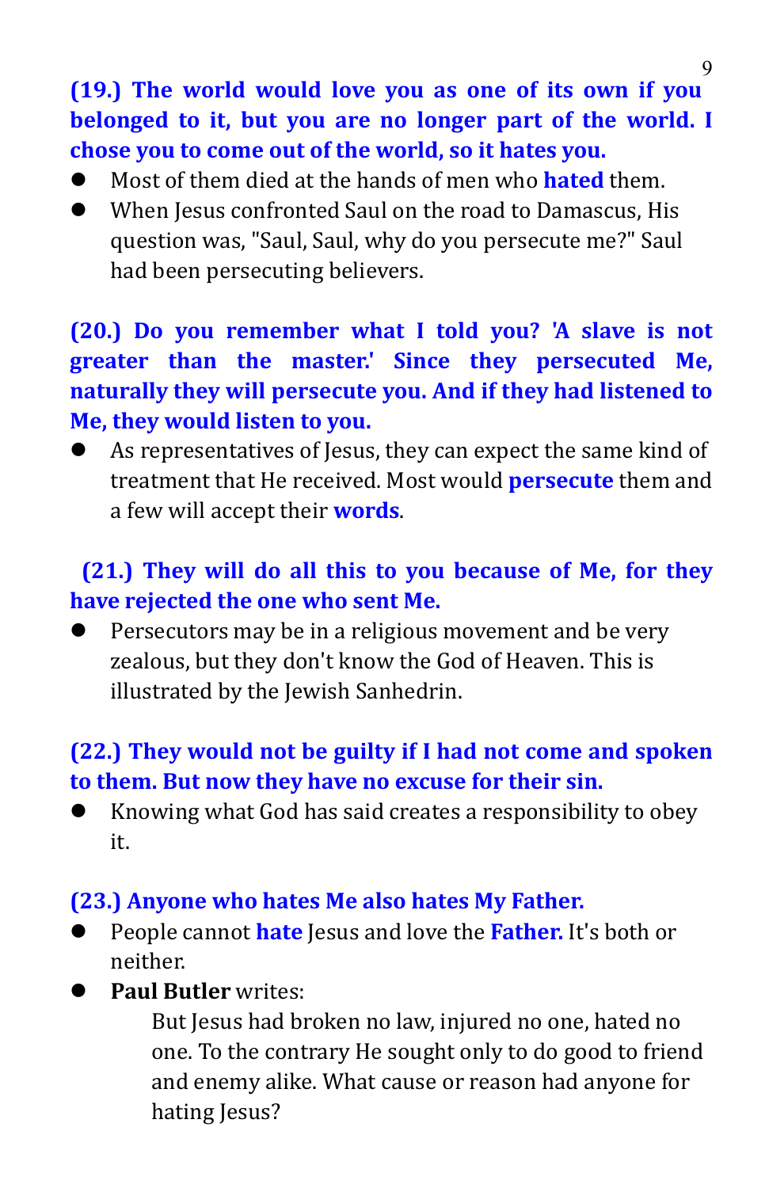**(19.) The world would love you as one of its own if you belonged to it, but you are no longer part of the world. I chose you to come out of the world, so it hates you.**

- Most of them died at the hands of men who **hated** them.
- When Jesus confronted Saul on the road to Damascus, His question was, "Saul, Saul, why do you persecute me?" Saul had been persecuting believers.

**(20.) Do you remember what I told you? 'A slave is not greater than the master.' Since they persecuted Me, naturally they will persecute you. And if they had listened to Me, they would listen to you.**

- As representatives of Jesus, they can expect the same kind of treatment that He received. Most would **persecute** them and a few will accept their **words**.

**(21.) They will do all this to you because of Me, for they have rejected the one who sent Me.**

- Persecutors may be in a religious movement and be very zealous, but they don't know the God of Heaven. This is illustrated by the Jewish Sanhedrin.

**(22.) They would not be guilty if I had not come and spoken to them. But now they have no excuse for their sin.**

- Knowing what God has said creates a responsibility to obey it.

**(23.) Anyone who hates Me also hates My Father.**

- People cannot **hate** Jesus and love the **Father.** It's both or neither.
- **Paul Butler** writes:

  > But Jesus had broken no law, injured no one, hated no one. To the contrary He sought only to do good to friend and enemy alike. What cause or reason had anyone for hating Jesus?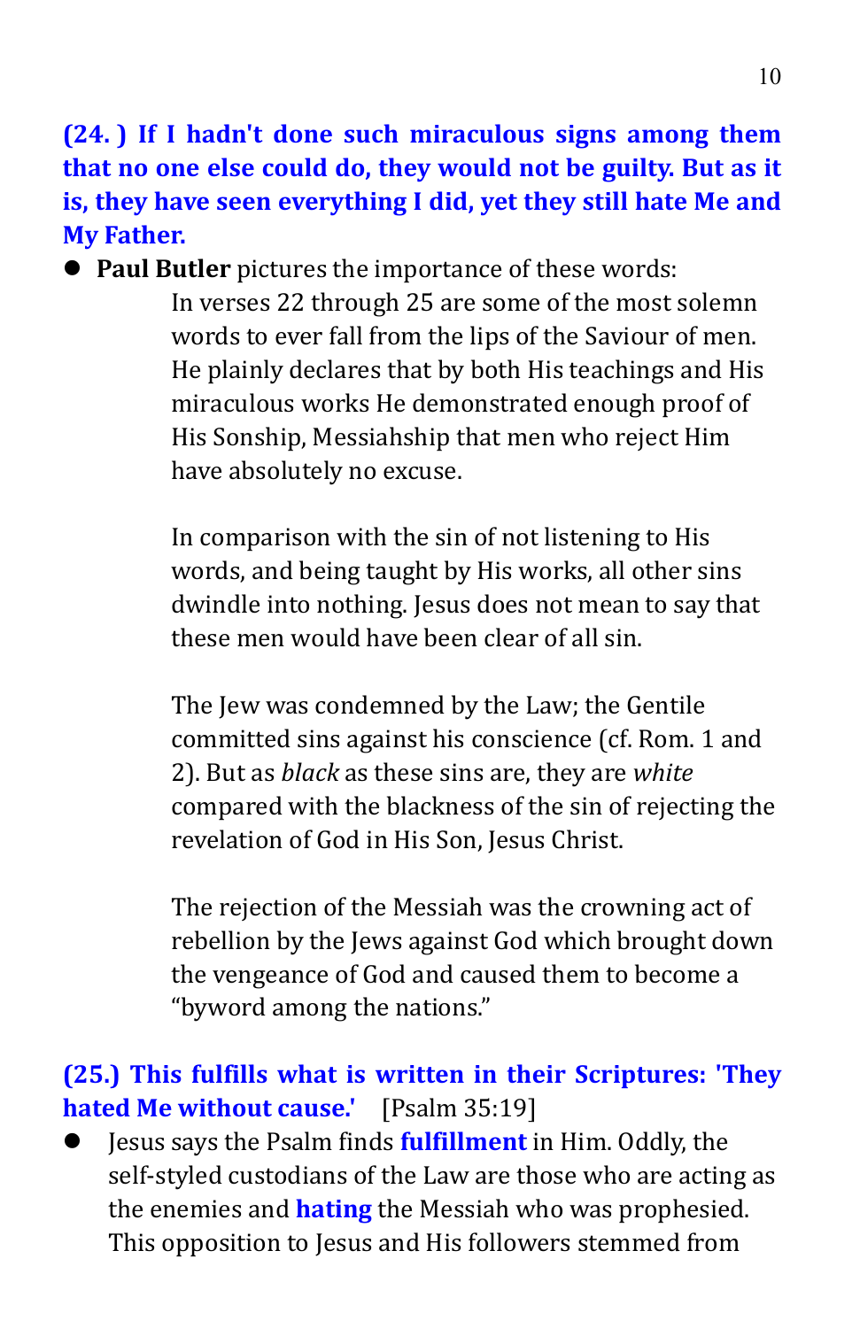**(24. ) If I hadn't done such miraculous signs among them that no one else could do, they would not be guilty. But as it is, they have seen everything I did, yet they still hate Me and My Father.**

- **Paul Butler** pictures the importance of these words:

> In verses 22 through 25 are some of the most solemn words to ever fall from the lips of the Saviour of men. He plainly declares that by both His teachings and His miraculous works He demonstrated enough proof of His Sonship, Messiahship that men who reject Him have absolutely no excuse.
>
> In comparison with the sin of not listening to His words, and being taught by His works, all other sins dwindle into nothing. Jesus does not mean to say that these men would have been clear of all sin.
>
> The Jew was condemned by the Law; the Gentile committed sins against his conscience (cf. Rom. 1 and 2). But as *black* as these sins are, they are *white* compared with the blackness of the sin of rejecting the revelation of God in His Son, Jesus Christ.
>
> The rejection of the Messiah was the crowning act of rebellion by the Jews against God which brought down the vengeance of God and caused them to become a "byword among the nations."

**(25.) This fulfills what is written in their Scriptures: 'They hated Me without cause.'** [Psalm 35:19]

- Jesus says the Psalm finds **fulfillment** in Him. Oddly, the self-styled custodians of the Law are those who are acting as the enemies and **hating** the Messiah who was prophesied. This opposition to Jesus and His followers stemmed from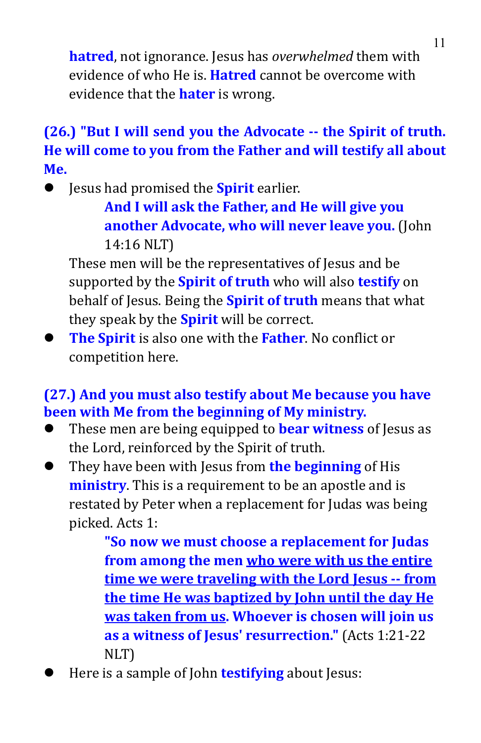**hatred**, not ignorance. Jesus has *overwhelmed* them with evidence of who He is. **Hatred** cannot be overcome with evidence that the **hater** is wrong.

### (26.) "But I will send you the Advocate -- the Spirit of truth. He will come to you from the Father and will testify all about Me.

- Jesus had promised the **Spirit** earlier.

  > **And I will ask the Father, and He will give you another Advocate, who will never leave you.** (John 14:16 NLT)

  These men will be the representatives of Jesus and be supported by the **Spirit of truth** who will also **testify** on behalf of Jesus. Being the **Spirit of truth** means that what they speak by the **Spirit** will be correct.
- **The Spirit** is also one with the **Father**. No conflict or competition here.

### (27.) And you must also testify about Me because you have been with Me from the beginning of My ministry.

- These men are being equipped to **bear witness** of Jesus as the Lord, reinforced by the Spirit of truth.
- They have been with Jesus from **the beginning** of His **ministry**. This is a requirement to be an apostle and is restated by Peter when a replacement for Judas was being picked. Acts 1:

  > **"So now we must choose a replacement for Judas from among the men <u>who were with us the entire time we were traveling with the Lord Jesus -- from the time He was baptized by John until the day He was taken from us</u>. Whoever is chosen will join us as a witness of Jesus' resurrection."** (Acts 1:21-22 NLT)

- Here is a sample of John **testifying** about Jesus: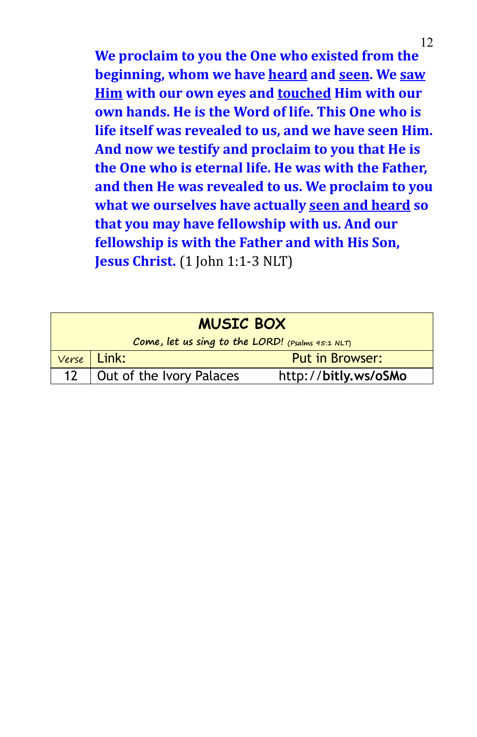**We proclaim to you the One who existed from the beginning, whom we have <u>heard</u> and <u>seen</u>. We <u>saw Him</u> with our own eyes and <u>touched</u> Him with our own hands. He is the Word of life. This One who is life itself was revealed to us, and we have seen Him. And now we testify and proclaim to you that He is the One who is eternal life. He was with the Father, and then He was revealed to us. We proclaim to you what we ourselves have actually <u>seen and heard</u> so that you may have fellowship with us. And our fellowship is with the Father and with His Son, Jesus Christ.** (1 John 1:1-3 NLT)

| MUSIC BOX<br>Come, let us sing to the LORD! (Psalms 95:1 NLT) | | |
|---|---|---|
| *Verse* | Link: | Put in Browser: |
| 12 | Out of the Ivory Palaces | http://**bitly.ws/oSMo** |